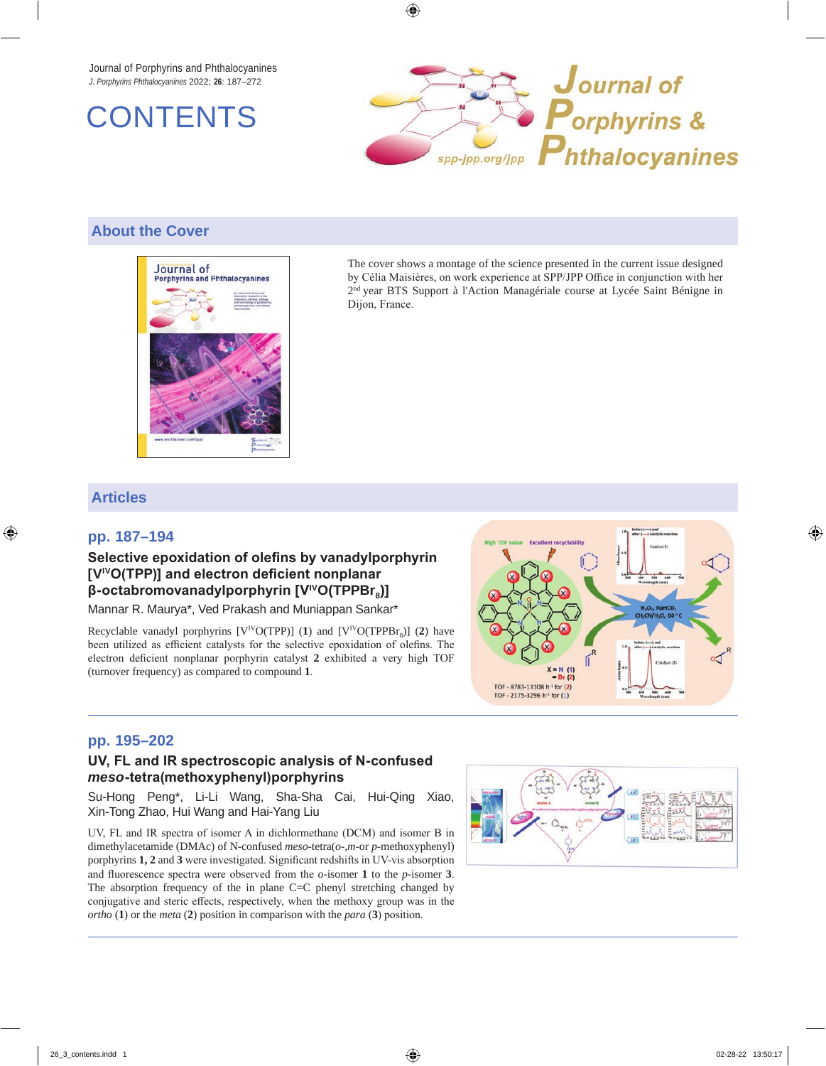Journal of Porphyrins and Phthalocyanines

*J. Porphyrins Phthalocyanines* 2022; **26**: 187–272

# CONTENTS

## About the Cover

The cover shows a montage of the science presented in the current issue designed by Célia Maisières, on work experience at SPP/JPP Office in conjunction with her 2[nd] year BTS Support à l'Action Managériale course at Lycée Saint Bénigne in Dijon, France.

## Articles

### pp. 187–194

**Selective epoxidation of olefins by vanadylporphyrin [$V^{IV}$O(TPP)] and electron deficient nonplanar β-octabromovanadylporphyrin [$V^{IV}$O($TPPBr_8$)]**

Mannar R. Maurya*, Ved Prakash and Muniappan Sankar*

Recyclable vanadyl porphyrins [$V^{IV}$O(TPP)] (**1**) and [$V^{IV}$O($TPPBr_8$)] (**2**) have been utilized as efficient catalysts for the selective epoxidation of olefins. The electron deficient nonplanar porphyrin catalyst **2** exhibited a very high TOF (turnover frequency) as compared to compound **1**.

### pp. 195–202

**UV, FL and IR spectroscopic analysis of N-confused *meso*-tetra(methoxyphenyl)porphyrins**

Su-Hong Peng*, Li-Li Wang, Sha-Sha Cai, Hui-Qing Xiao, Xin-Tong Zhao, Hui Wang and Hai-Yang Liu

UV, FL and IR spectra of isomer A in dichlormethane (DCM) and isomer B in dimethylacetamide (DMAc) of N-confused *meso*-tetra(*o*-,*m*-or *p*-methoxyphenyl) porphyrins **1, 2** and **3** were investigated. Significant redshifts in UV-vis absorption and fluorescence spectra were observed from the *o*-isomer **1** to the *p*-isomer **3**. The absorption frequency of the in plane C=C phenyl stretching changed by conjugative and steric effects, respectively, when the methoxy group was in the *ortho* (**1**) or the *meta* (**2**) position in comparison with the *para* (**3**) position.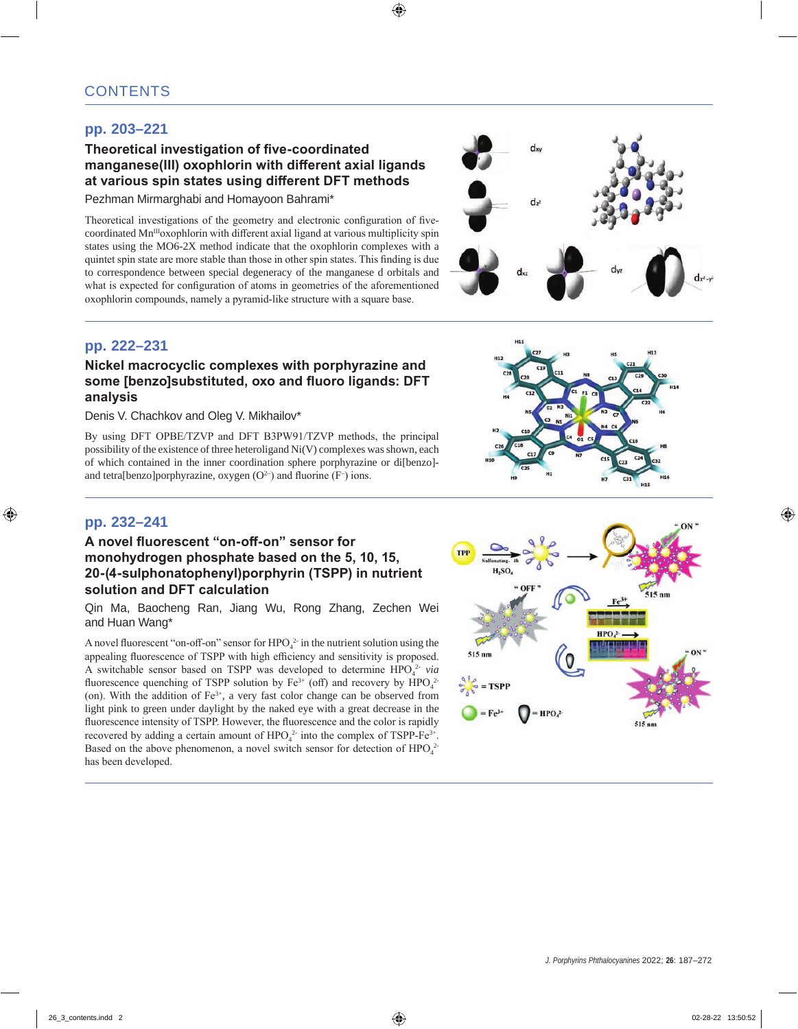# CONTENTS

## pp. 203–221

### Theoretical investigation of five-coordinated manganese(III) oxophlorin with different axial ligands at various spin states using different DFT methods

Pezhman Mirmarghabi and Homayoon Bahrami*

Theoretical investigations of the geometry and electronic configuration of five-coordinated $Mn^{III}$oxophlorin with different axial ligand at various multiplicity spin states using the MO6-2X method indicate that the oxophlorin complexes with a quintet spin state are more stable than those in other spin states. This finding is due to correspondence between special degeneracy of the manganese d orbitals and what is expected for configuration of atoms in geometries of the aforementioned oxophlorin compounds, namely a pyramid-like structure with a square base.

## pp. 222–231

### Nickel macrocyclic complexes with porphyrazine and some [benzo]substituted, oxo and fluoro ligands: DFT analysis

Denis V. Chachkov and Oleg V. Mikhailov*

By using DFT OPBE/TZVP and DFT B3PW91/TZVP methods, the principal possibility of the existence of three heteroligand Ni(V) complexes was shown, each of which contained in the inner coordination sphere porphyrazine or di[benzo]- and tetra[benzo]porphyrazine, oxygen ($O^{2-}$) and fluorine ($F^{-}$) ions.

## pp. 232–241

### A novel fluorescent "on-off-on" sensor for monohydrogen phosphate based on the 5, 10, 15, 20-(4-sulphonatophenyl)porphyrin (TSPP) in nutrient solution and DFT calculation

Qin Ma, Baocheng Ran, Jiang Wu, Rong Zhang, Zechen Wei and Huan Wang*

A novel fluorescent "on-off-on" sensor for $HPO_4^{2-}$ in the nutrient solution using the appealing fluorescence of TSPP with high efficiency and sensitivity is proposed. A switchable sensor based on TSPP was developed to determine $HPO_4^{2-}$ *via* fluorescence quenching of TSPP solution by $Fe^{3+}$ (off) and recovery by $HPO_4^{2-}$ (on). With the addition of $Fe^{3+}$, a very fast color change can be observed from light pink to green under daylight by the naked eye with a great decrease in the fluorescence intensity of TSPP. However, the fluorescence and the color is rapidly recovered by adding a certain amount of $HPO_4^{2-}$ into the complex of TSPP-$Fe^{3+}$. Based on the above phenomenon, a novel switch sensor for detection of $HPO_4^{2-}$ has been developed.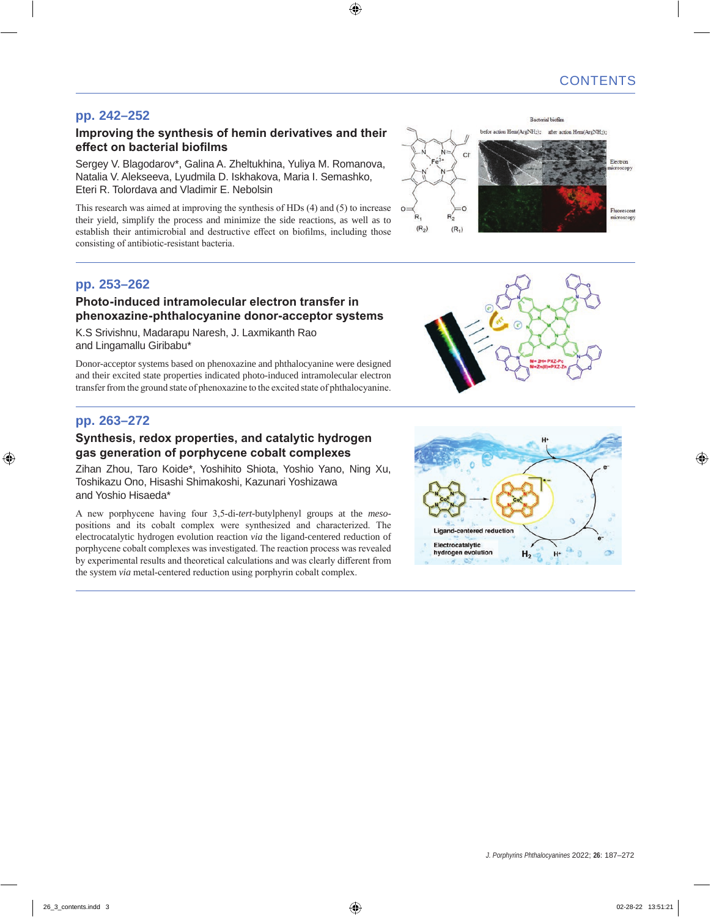# CONTENTS

## pp. 242–252

### Improving the synthesis of hemin derivatives and their effect on bacterial biofilms

Sergey V. Blagodarov*, Galina A. Zheltukhina, Yuliya M. Romanova, Natalia V. Alekseeva, Lyudmila D. Iskhakova, Maria I. Semashko, Eteri R. Tolordava and Vladimir E. Nebolsin

This research was aimed at improving the synthesis of HDs (4) and (5) to increase their yield, simplify the process and minimize the side reactions, as well as to establish their antimicrobial and destructive effect on biofilms, including those consisting of antibiotic-resistant bacteria.

## pp. 253–262

### Photo-induced intramolecular electron transfer in phenoxazine-phthalocyanine donor-acceptor systems

K.S Srivishnu, Madarapu Naresh, J. Laxmikanth Rao and Lingamallu Giribabu*

Donor-acceptor systems based on phenoxazine and phthalocyanine were designed and their excited state properties indicated photo-induced intramolecular electron transfer from the ground state of phenoxazine to the excited state of phthalocyanine.

## pp. 263–272

### Synthesis, redox properties, and catalytic hydrogen gas generation of porphycene cobalt complexes

Zihan Zhou, Taro Koide*, Yoshihito Shiota, Yoshio Yano, Ning Xu, Toshikazu Ono, Hisashi Shimakoshi, Kazunari Yoshizawa and Yoshio Hisaeda*

A new porphycene having four 3,5-di-*tert*-butylphenyl groups at the *meso*-positions and its cobalt complex were synthesized and characterized. The electrocatalytic hydrogen evolution reaction *via* the ligand-centered reduction of porphycene cobalt complexes was investigated. The reaction process was revealed by experimental results and theoretical calculations and was clearly different from the system *via* metal-centered reduction using porphyrin cobalt complex.